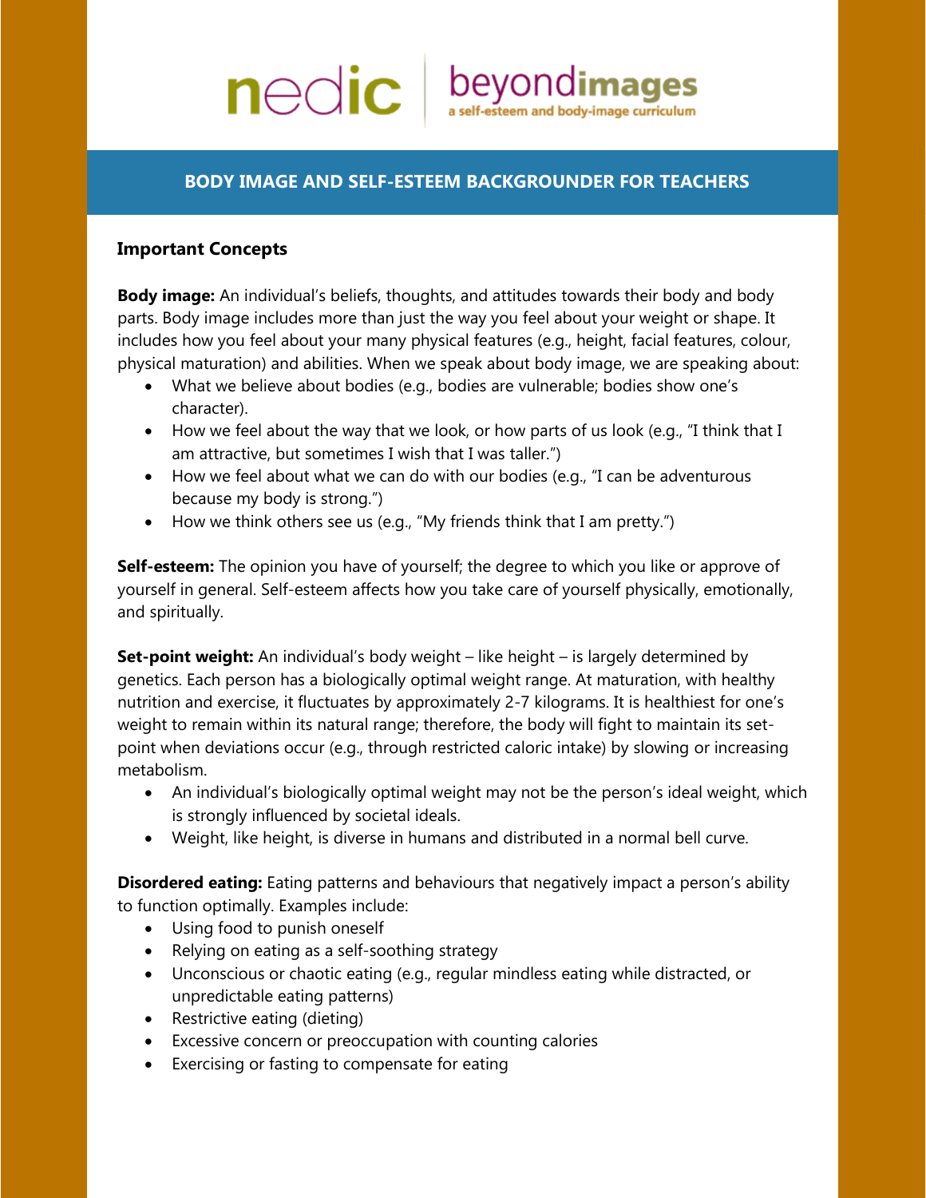nedic | beyondimages
a self-esteem and body-image curriculum

# BODY IMAGE AND SELF-ESTEEM BACKGROUNDER FOR TEACHERS

## Important Concepts

**Body image:** An individual's beliefs, thoughts, and attitudes towards their body and body parts. Body image includes more than just the way you feel about your weight or shape. It includes how you feel about your many physical features (e.g., height, facial features, colour, physical maturation) and abilities. When we speak about body image, we are speaking about:

- What we believe about bodies (e.g., bodies are vulnerable; bodies show one's character).
- How we feel about the way that we look, or how parts of us look (e.g., "I think that I am attractive, but sometimes I wish that I was taller.")
- How we feel about what we can do with our bodies (e.g., "I can be adventurous because my body is strong.")
- How we think others see us (e.g., "My friends think that I am pretty.")

**Self-esteem:** The opinion you have of yourself; the degree to which you like or approve of yourself in general. Self-esteem affects how you take care of yourself physically, emotionally, and spiritually.

**Set-point weight:** An individual's body weight – like height – is largely determined by genetics. Each person has a biologically optimal weight range. At maturation, with healthy nutrition and exercise, it fluctuates by approximately 2-7 kilograms. It is healthiest for one's weight to remain within its natural range; therefore, the body will fight to maintain its set-point when deviations occur (e.g., through restricted caloric intake) by slowing or increasing metabolism.

- An individual's biologically optimal weight may not be the person's ideal weight, which is strongly influenced by societal ideals.
- Weight, like height, is diverse in humans and distributed in a normal bell curve.

**Disordered eating:** Eating patterns and behaviours that negatively impact a person's ability to function optimally. Examples include:

- Using food to punish oneself
- Relying on eating as a self-soothing strategy
- Unconscious or chaotic eating (e.g., regular mindless eating while distracted, or unpredictable eating patterns)
- Restrictive eating (dieting)
- Excessive concern or preoccupation with counting calories
- Exercising or fasting to compensate for eating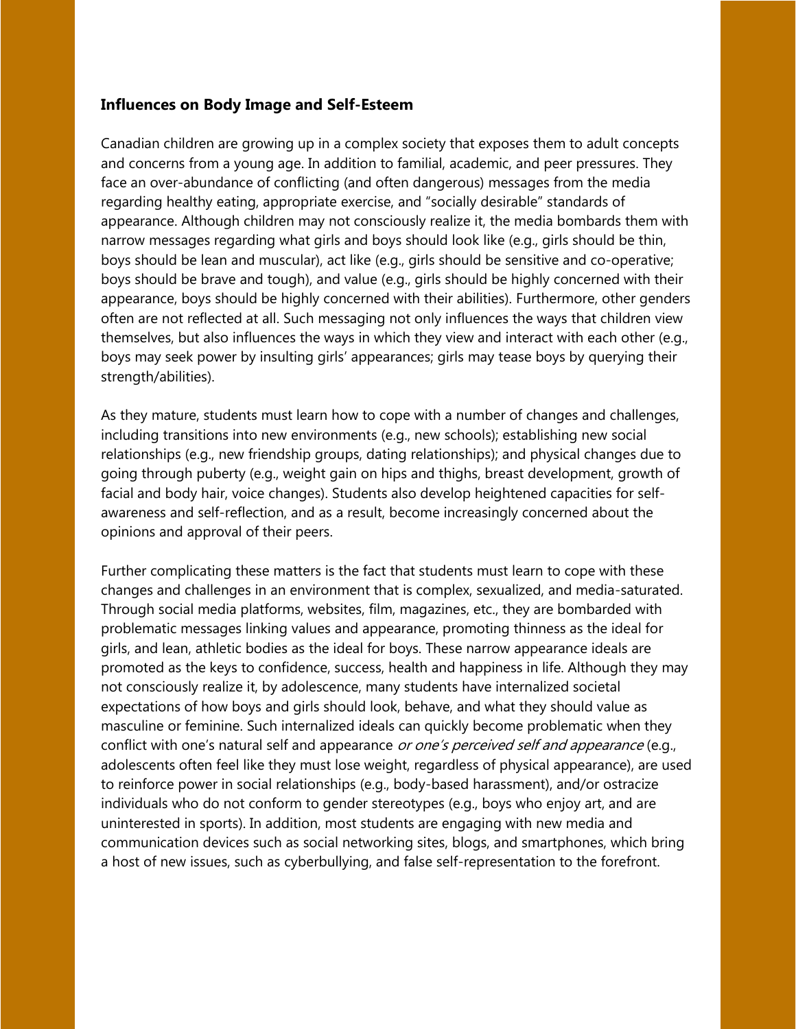### **Influences on Body Image and Self-Esteem**

Canadian children are growing up in a complex society that exposes them to adult concepts and concerns from a young age. In addition to familial, academic, and peer pressures. They face an over-abundance of conflicting (and often dangerous) messages from the media regarding healthy eating, appropriate exercise, and "socially desirable" standards of appearance. Although children may not consciously realize it, the media bombards them with narrow messages regarding what girls and boys should look like (e.g., girls should be thin, boys should be lean and muscular), act like (e.g., girls should be sensitive and co-operative; boys should be brave and tough), and value (e.g., girls should be highly concerned with their appearance, boys should be highly concerned with their abilities). Furthermore, other genders often are not reflected at all. Such messaging not only influences the ways that children view themselves, but also influences the ways in which they view and interact with each other (e.g., boys may seek power by insulting girls' appearances; girls may tease boys by querying their strength/abilities).

As they mature, students must learn how to cope with a number of changes and challenges, including transitions into new environments (e.g., new schools); establishing new social relationships (e.g., new friendship groups, dating relationships); and physical changes due to going through puberty (e.g., weight gain on hips and thighs, breast development, growth of facial and body hair, voice changes). Students also develop heightened capacities for self-awareness and self-reflection, and as a result, become increasingly concerned about the opinions and approval of their peers.

Further complicating these matters is the fact that students must learn to cope with these changes and challenges in an environment that is complex, sexualized, and media-saturated. Through social media platforms, websites, film, magazines, etc., they are bombarded with problematic messages linking values and appearance, promoting thinness as the ideal for girls, and lean, athletic bodies as the ideal for boys. These narrow appearance ideals are promoted as the keys to confidence, success, health and happiness in life. Although they may not consciously realize it, by adolescence, many students have internalized societal expectations of how boys and girls should look, behave, and what they should value as masculine or feminine. Such internalized ideals can quickly become problematic when they conflict with one's natural self and appearance *or one's perceived self and appearance* (e.g., adolescents often feel like they must lose weight, regardless of physical appearance), are used to reinforce power in social relationships (e.g., body-based harassment), and/or ostracize individuals who do not conform to gender stereotypes (e.g., boys who enjoy art, and are uninterested in sports). In addition, most students are engaging with new media and communication devices such as social networking sites, blogs, and smartphones, which bring a host of new issues, such as cyberbullying, and false self-representation to the forefront.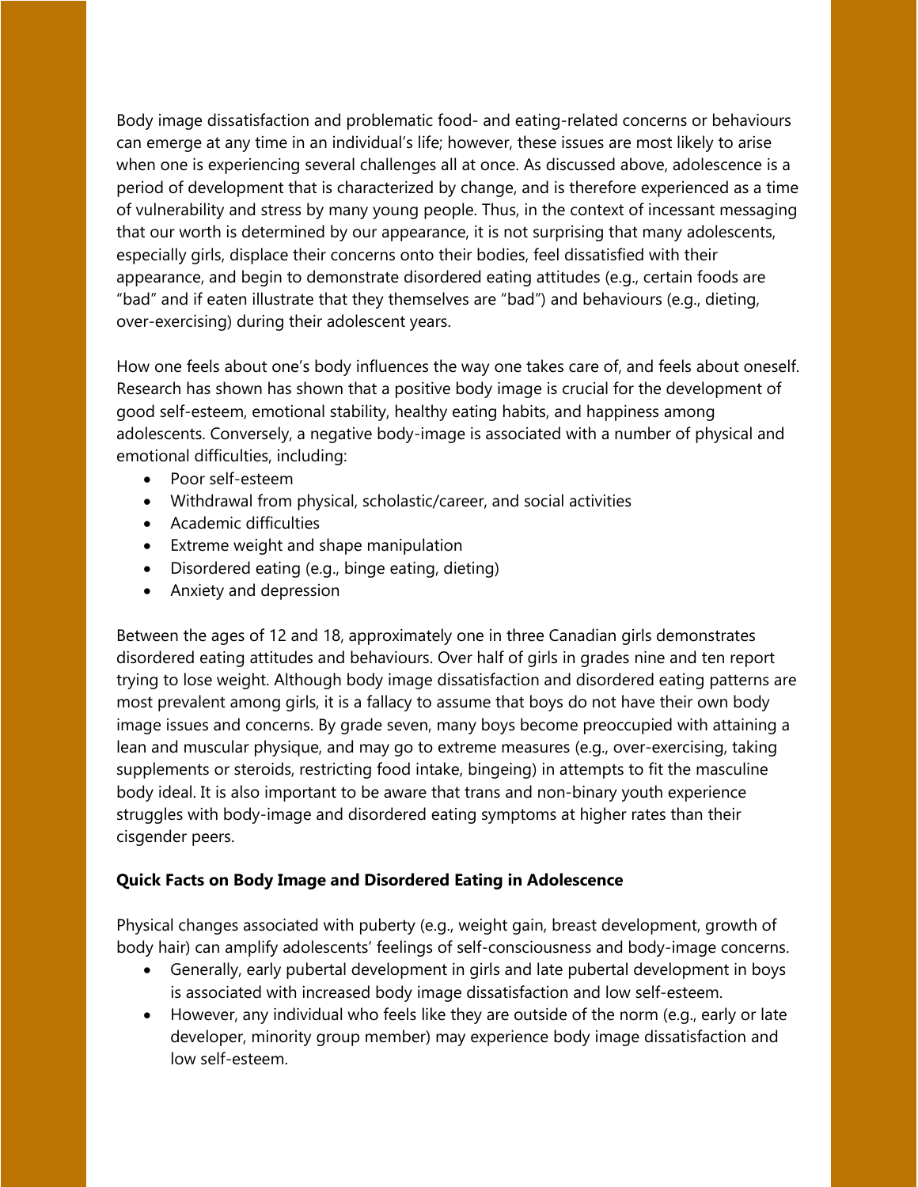Body image dissatisfaction and problematic food- and eating-related concerns or behaviours can emerge at any time in an individual's life; however, these issues are most likely to arise when one is experiencing several challenges all at once. As discussed above, adolescence is a period of development that is characterized by change, and is therefore experienced as a time of vulnerability and stress by many young people. Thus, in the context of incessant messaging that our worth is determined by our appearance, it is not surprising that many adolescents, especially girls, displace their concerns onto their bodies, feel dissatisfied with their appearance, and begin to demonstrate disordered eating attitudes (e.g., certain foods are "bad" and if eaten illustrate that they themselves are "bad") and behaviours (e.g., dieting, over-exercising) during their adolescent years.

How one feels about one's body influences the way one takes care of, and feels about oneself. Research has shown has shown that a positive body image is crucial for the development of good self-esteem, emotional stability, healthy eating habits, and happiness among adolescents. Conversely, a negative body-image is associated with a number of physical and emotional difficulties, including:

- Poor self-esteem
- Withdrawal from physical, scholastic/career, and social activities
- Academic difficulties
- Extreme weight and shape manipulation
- Disordered eating (e.g., binge eating, dieting)
- Anxiety and depression

Between the ages of 12 and 18, approximately one in three Canadian girls demonstrates disordered eating attitudes and behaviours. Over half of girls in grades nine and ten report trying to lose weight. Although body image dissatisfaction and disordered eating patterns are most prevalent among girls, it is a fallacy to assume that boys do not have their own body image issues and concerns. By grade seven, many boys become preoccupied with attaining a lean and muscular physique, and may go to extreme measures (e.g., over-exercising, taking supplements or steroids, restricting food intake, bingeing) in attempts to fit the masculine body ideal. It is also important to be aware that trans and non-binary youth experience struggles with body-image and disordered eating symptoms at higher rates than their cisgender peers.

**Quick Facts on Body Image and Disordered Eating in Adolescence**

Physical changes associated with puberty (e.g., weight gain, breast development, growth of body hair) can amplify adolescents' feelings of self-consciousness and body-image concerns.

- Generally, early pubertal development in girls and late pubertal development in boys is associated with increased body image dissatisfaction and low self-esteem.
- However, any individual who feels like they are outside of the norm (e.g., early or late developer, minority group member) may experience body image dissatisfaction and low self-esteem.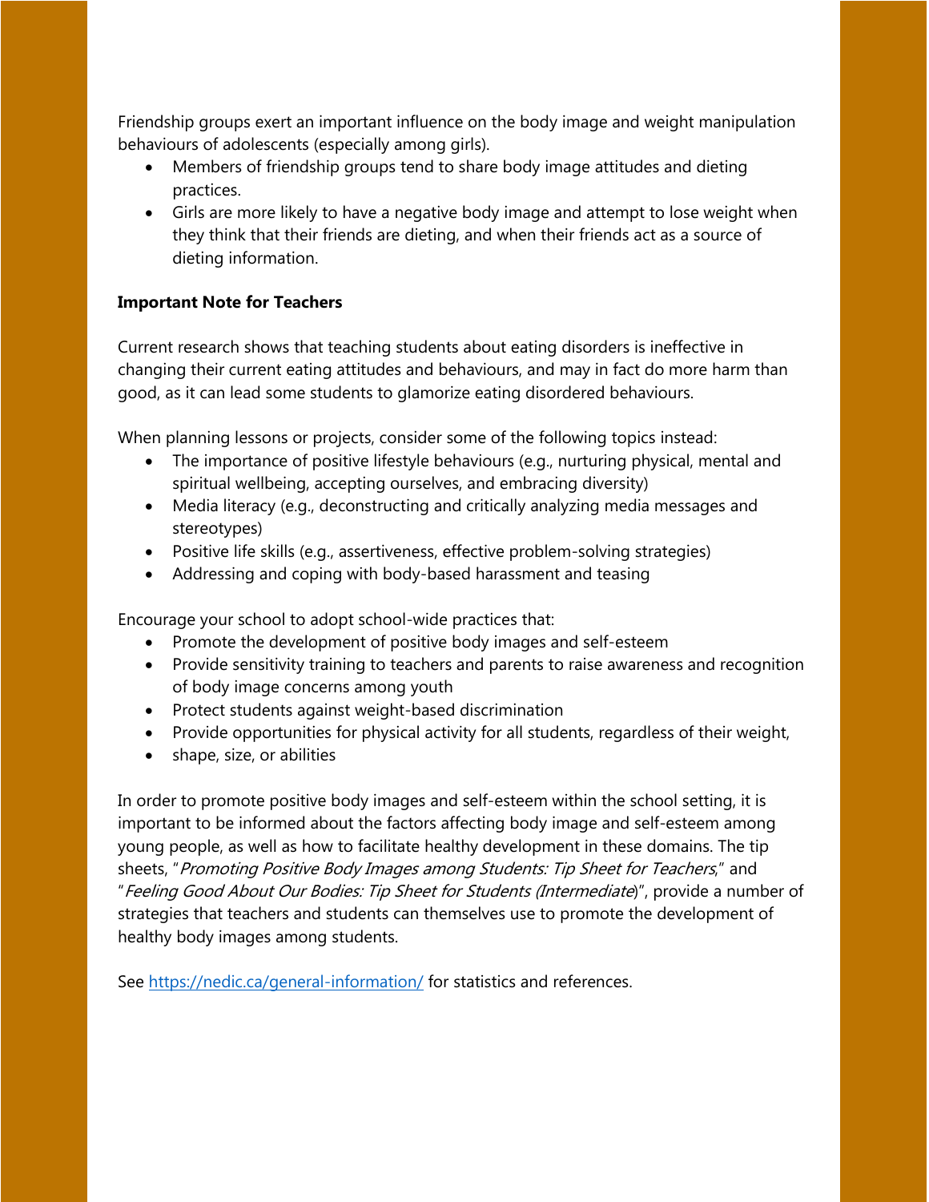Friendship groups exert an important influence on the body image and weight manipulation behaviours of adolescents (especially among girls).

- Members of friendship groups tend to share body image attitudes and dieting practices.
- Girls are more likely to have a negative body image and attempt to lose weight when they think that their friends are dieting, and when their friends act as a source of dieting information.

**Important Note for Teachers**

Current research shows that teaching students about eating disorders is ineffective in changing their current eating attitudes and behaviours, and may in fact do more harm than good, as it can lead some students to glamorize eating disordered behaviours.

When planning lessons or projects, consider some of the following topics instead:

- The importance of positive lifestyle behaviours (e.g., nurturing physical, mental and spiritual wellbeing, accepting ourselves, and embracing diversity)
- Media literacy (e.g., deconstructing and critically analyzing media messages and stereotypes)
- Positive life skills (e.g., assertiveness, effective problem-solving strategies)
- Addressing and coping with body-based harassment and teasing

Encourage your school to adopt school-wide practices that:

- Promote the development of positive body images and self-esteem
- Provide sensitivity training to teachers and parents to raise awareness and recognition of body image concerns among youth
- Protect students against weight-based discrimination
- Provide opportunities for physical activity for all students, regardless of their weight,
- shape, size, or abilities

In order to promote positive body images and self-esteem within the school setting, it is important to be informed about the factors affecting body image and self-esteem among young people, as well as how to facilitate healthy development in these domains. The tip sheets, "*Promoting Positive Body Images among Students: Tip Sheet for Teachers*," and "*Feeling Good About Our Bodies: Tip Sheet for Students (Intermediate*)", provide a number of strategies that teachers and students can themselves use to promote the development of healthy body images among students.

See [https://nedic.ca/general-information/](https://nedic.ca/general-information/) for statistics and references.